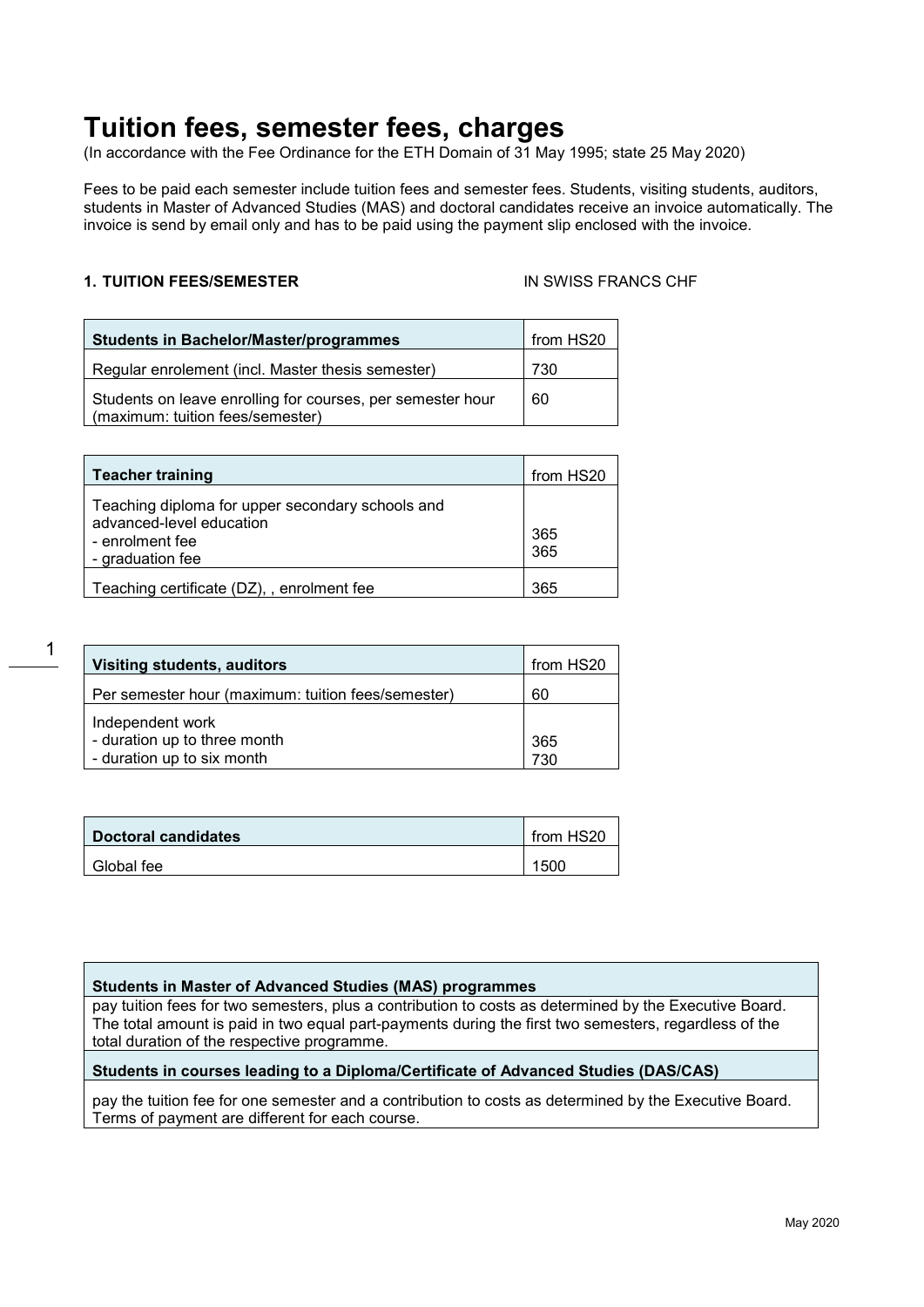# Tuition fees, semester fees, charges

(In accordance with the Fee Ordinance for the ETH Domain of 31 May 1995; state 25 May 2020)

Fees to be paid each semester include tuition fees and semester fees. Students, visiting students, auditors, students in Master of Advanced Studies (MAS) and doctoral candidates receive an invoice automatically. The invoice is send by email only and has to be paid using the payment slip enclosed with the invoice.

**1. TUITION FEES/SEMESTER** IN SWISS FRANCS CHF

| **Students in Bachelor/Master/programmes** | from HS20 |
|---|---|
| Regular enrolement (incl. Master thesis semester) | 730 |
| Students on leave enrolling for courses, per semester hour (maximum: tuition fees/semester) | 60 |

| **Teacher training** | from HS20 |
|---|---|
| Teaching diploma for upper secondary schools and advanced-level education<br>- enrolment fee<br>- graduation fee | <br><br>365<br>365 |
| Teaching certificate (DZ), , enrolment fee | 365 |

| **Visiting students, auditors** | from HS20 |
|---|---|
| Per semester hour (maximum: tuition fees/semester) | 60 |
| Independent work<br>- duration up to three month<br>- duration up to six month | <br>365<br>730 |

| **Doctoral candidates** | from HS20 |
|---|---|
| Global fee | 1500 |

| **Students in Master of Advanced Studies (MAS) programmes** |
|---|
| pay tuition fees for two semesters, plus a contribution to costs as determined by the Executive Board. The total amount is paid in two equal part-payments during the first two semesters, regardless of the total duration of the respective programme. |
| **Students in courses leading to a Diploma/Certificate of Advanced Studies (DAS/CAS)** |
| pay the tuition fee for one semester and a contribution to costs as determined by the Executive Board. Terms of payment are different for each course. |

May 2020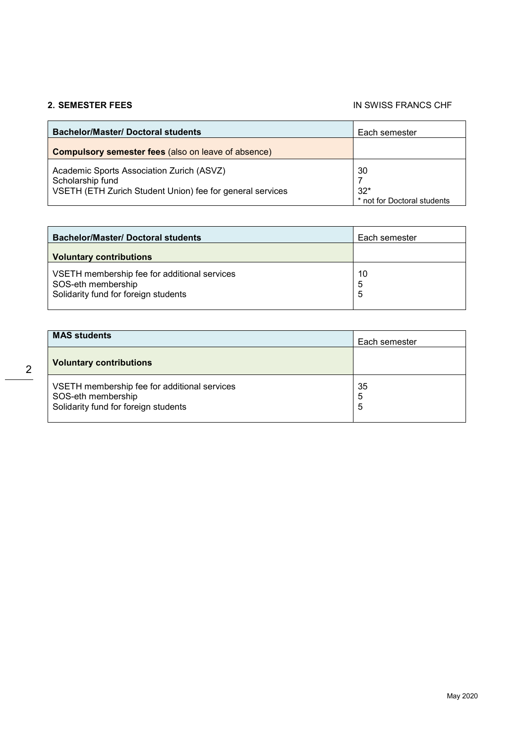## 2. SEMESTER FEES

IN SWISS FRANCS CHF

| **Bachelor/Master/ Doctoral students** | Each semester |
| --- | --- |
| **Compulsory semester fees** (also on leave of absence) | |
| Academic Sports Association Zurich (ASVZ) | 30 |
| Scholarship fund | 7 |
| VSETH (ETH Zurich Student Union) fee for general services | 32* |
| | * not for Doctoral students |

| **Bachelor/Master/ Doctoral students** | Each semester |
| --- | --- |
| **Voluntary contributions** | |
| VSETH membership fee for additional services | 10 |
| SOS-eth membership | 5 |
| Solidarity fund for foreign students | 5 |

| **MAS students** | Each semester |
| --- | --- |
| **Voluntary contributions** | |
| VSETH membership fee for additional services | 35 |
| SOS-eth membership | 5 |
| Solidarity fund for foreign students | 5 |

May 2020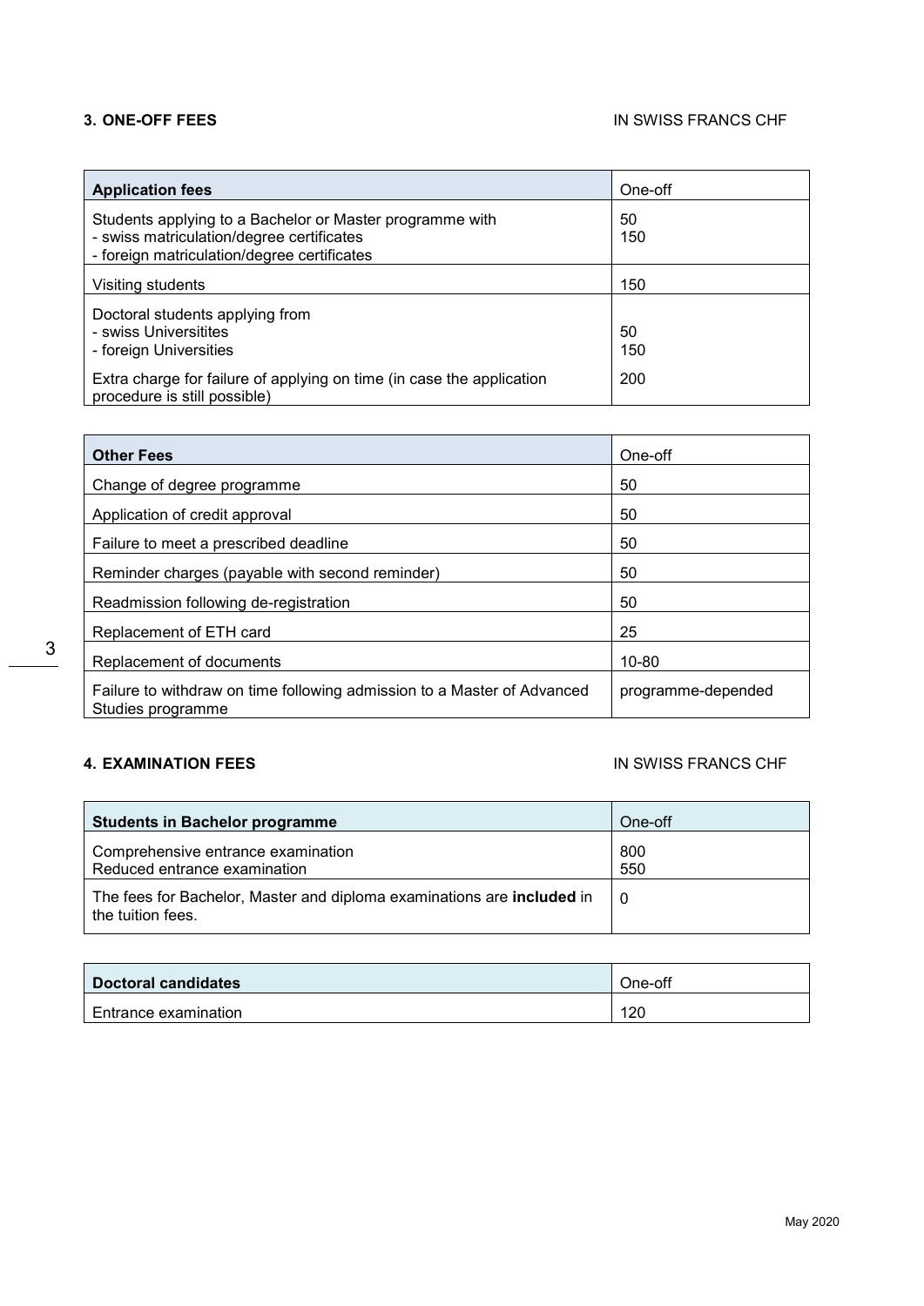## 3. ONE-OFF FEES

IN SWISS FRANCS CHF

| Application fees | One-off |
| --- | --- |
| Students applying to a Bachelor or Master programme with<br>- swiss matriculation/degree certificates<br>- foreign matriculation/degree certificates | <br>50<br>150 |
| Visiting students | 150 |
| Doctoral students applying from<br>- swiss Universitites<br>- foreign Universities | <br>50<br>150 |
| Extra charge for failure of applying on time (in case the application procedure is still possible) | 200 |

| Other Fees | One-off |
| --- | --- |
| Change of degree programme | 50 |
| Application of credit approval | 50 |
| Failure to meet a prescribed deadline | 50 |
| Reminder charges (payable with second reminder) | 50 |
| Readmission following de-registration | 50 |
| Replacement of ETH card | 25 |
| Replacement of documents | 10-80 |
| Failure to withdraw on time following admission to a Master of Advanced Studies programme | programme-depended |

## 4. EXAMINATION FEES

IN SWISS FRANCS CHF

| Students in Bachelor programme | One-off |
| --- | --- |
| Comprehensive entrance examination<br>Reduced entrance examination | 800<br>550 |
| The fees for Bachelor, Master and diploma examinations are **included** in the tuition fees. | 0 |

| Doctoral candidates | One-off |
| --- | --- |
| Entrance examination | 120 |

May 2020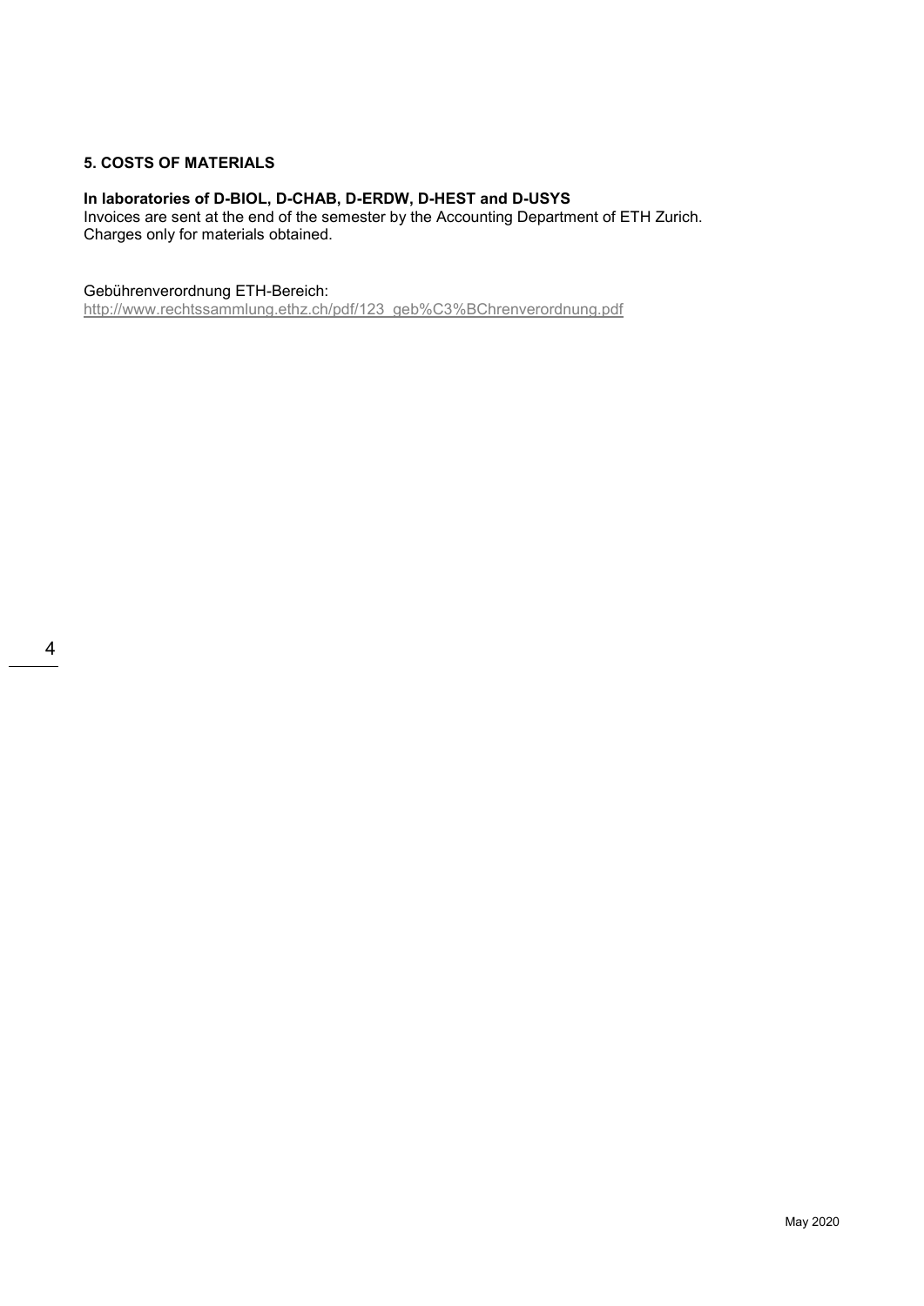## 5. COSTS OF MATERIALS

**In laboratories of D-BIOL, D-CHAB, D-ERDW, D-HEST and D-USYS**
Invoices are sent at the end of the semester by the Accounting Department of ETH Zurich.
Charges only for materials obtained.

Gebührenverordnung ETH-Bereich:
http://www.rechtssammlung.ethz.ch/pdf/123_geb%C3%BChrenverordnung.pdf

May 2020